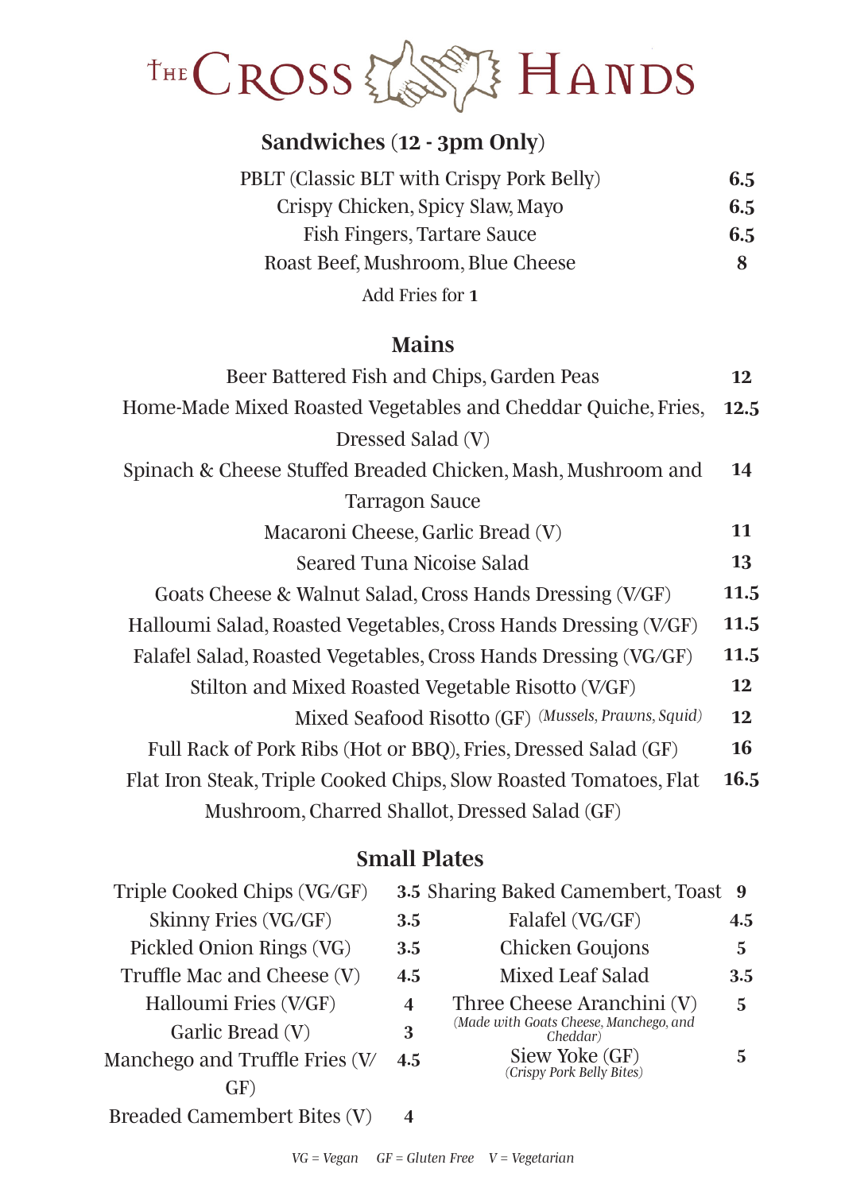# The Cross Hands

## Sandwiches (12 - 3pm Only)

| Item | Price |
|---|---|
| PBLT (Classic BLT with Crispy Pork Belly) | 6.5 |
| Crispy Chicken, Spicy Slaw, Mayo | 6.5 |
| Fish Fingers, Tartare Sauce | 6.5 |
| Roast Beef, Mushroom, Blue Cheese | 8 |

Add Fries for **1**

## Mains

| Item | Price |
|---|---|
| Beer Battered Fish and Chips, Garden Peas | 12 |
| Home-Made Mixed Roasted Vegetables and Cheddar Quiche, Fries, Dressed Salad (V) | 12.5 |
| Spinach & Cheese Stuffed Breaded Chicken, Mash, Mushroom and Tarragon Sauce | 14 |
| Macaroni Cheese, Garlic Bread (V) | 11 |
| Seared Tuna Nicoise Salad | 13 |
| Goats Cheese & Walnut Salad, Cross Hands Dressing (V/GF) | 11.5 |
| Halloumi Salad, Roasted Vegetables, Cross Hands Dressing (V/GF) | 11.5 |
| Falafel Salad, Roasted Vegetables, Cross Hands Dressing (VG/GF) | 11.5 |
| Stilton and Mixed Roasted Vegetable Risotto (V/GF) | 12 |
| Mixed Seafood Risotto (GF) *(Mussels, Prawns, Squid)* | 12 |
| Full Rack of Pork Ribs (Hot or BBQ), Fries, Dressed Salad (GF) | 16 |
| Flat Iron Steak, Triple Cooked Chips, Slow Roasted Tomatoes, Flat Mushroom, Charred Shallot, Dressed Salad (GF) | 16.5 |

## Small Plates

| Item | Price |
|---|---|
| Triple Cooked Chips (VG/GF) | 3.5 |
| Skinny Fries (VG/GF) | 3.5 |
| Pickled Onion Rings (VG) | 3.5 |
| Truffle Mac and Cheese (V) | 4.5 |
| Halloumi Fries (V/GF) | 4 |
| Garlic Bread (V) | 3 |
| Manchego and Truffle Fries (V/GF) | 4.5 |
| Breaded Camembert Bites (V) | 4 |
| Sharing Baked Camembert, Toast | 9 |
| Falafel (VG/GF) | 4.5 |
| Chicken Goujons | 5 |
| Mixed Leaf Salad | 3.5 |
| Three Cheese Aranchini (V) *(Made with Goats Cheese, Manchego, and Cheddar)* | 5 |
| Siew Yoke (GF) *(Crispy Pork Belly Bites)* | 5 |

*VG = Vegan   GF = Gluten Free   V = Vegetarian*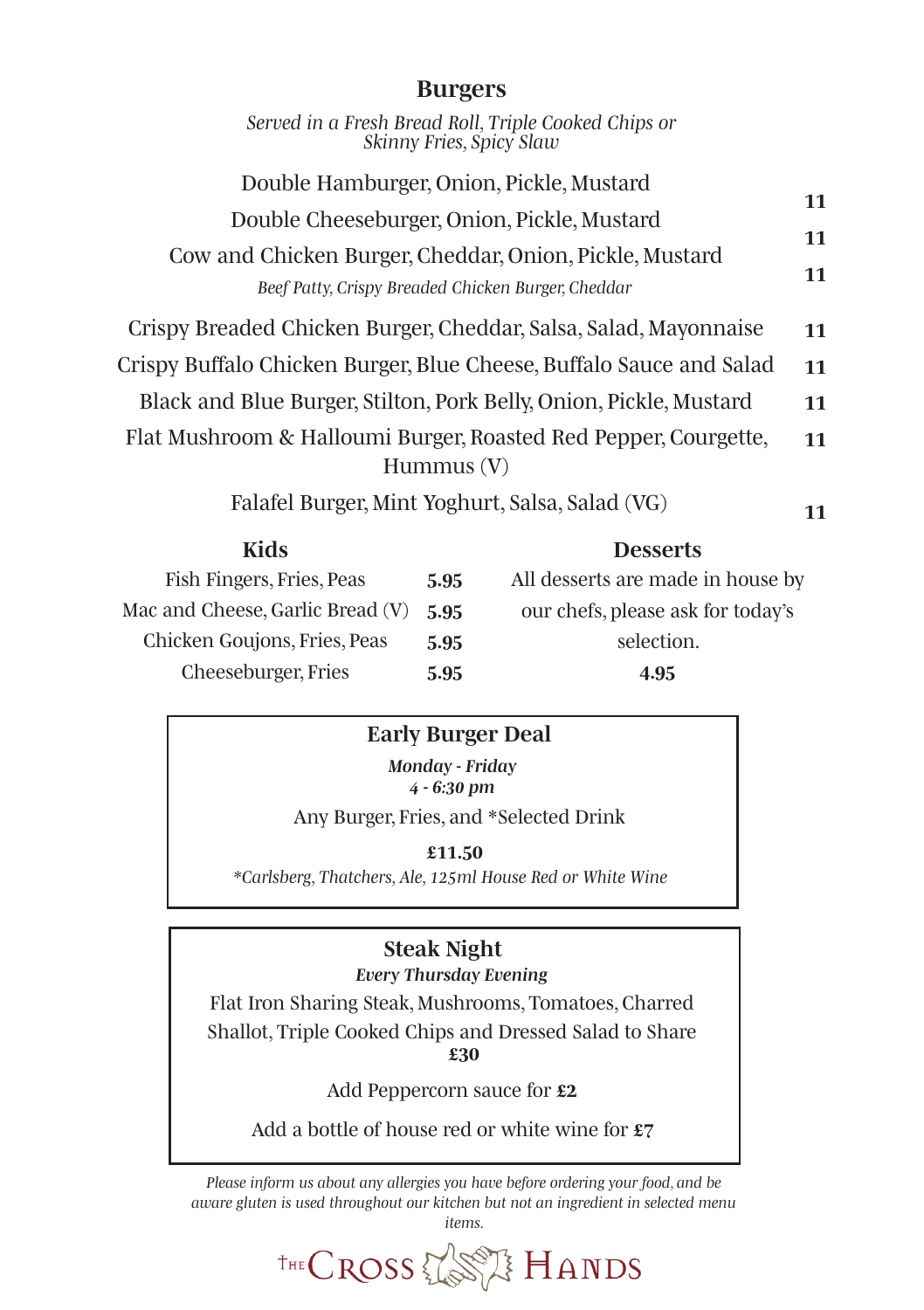## Burgers

*Served in a Fresh Bread Roll, Triple Cooked Chips or Skinny Fries, Spicy Slaw*

| | |
|---|---|
| Double Hamburger, Onion, Pickle, Mustard | **11** |
| Double Cheeseburger, Onion, Pickle, Mustard | **11** |
| Cow and Chicken Burger, Cheddar, Onion, Pickle, Mustard *Beef Patty, Crispy Breaded Chicken Burger, Cheddar* | **11** |
| Crispy Breaded Chicken Burger, Cheddar, Salsa, Salad, Mayonnaise | **11** |
| Crispy Buffalo Chicken Burger, Blue Cheese, Buffalo Sauce and Salad | **11** |
| Black and Blue Burger, Stilton, Pork Belly, Onion, Pickle, Mustard | **11** |
| Flat Mushroom & Halloumi Burger, Roasted Red Pepper, Courgette, Hummus (V) | **11** |
| Falafel Burger, Mint Yoghurt, Salsa, Salad (VG) | **11** |

## Kids

| | |
|---|---|
| Fish Fingers, Fries, Peas | **5.95** |
| Mac and Cheese, Garlic Bread (V) | **5.95** |
| Chicken Goujons, Fries, Peas | **5.95** |
| Cheeseburger, Fries | **5.95** |

## Desserts

All desserts are made in house by our chefs, please ask for today's selection.

**4.95**

### Early Burger Deal

***Monday - Friday***
***4 - 6:30 pm***

Any Burger, Fries, and *Selected Drink

**£11.50**

*\*Carlsberg, Thatchers, Ale, 125ml House Red or White Wine*

### Steak Night

***Every Thursday Evening***

Flat Iron Sharing Steak, Mushrooms, Tomatoes, Charred Shallot, Triple Cooked Chips and Dressed Salad to Share
**£30**

Add Peppercorn sauce for **£2**

Add a bottle of house red or white wine for **£7**

*Please inform us about any allergies you have before ordering your food, and be aware gluten is used throughout our kitchen but not an ingredient in selected menu items.*

THE CROSS HANDS